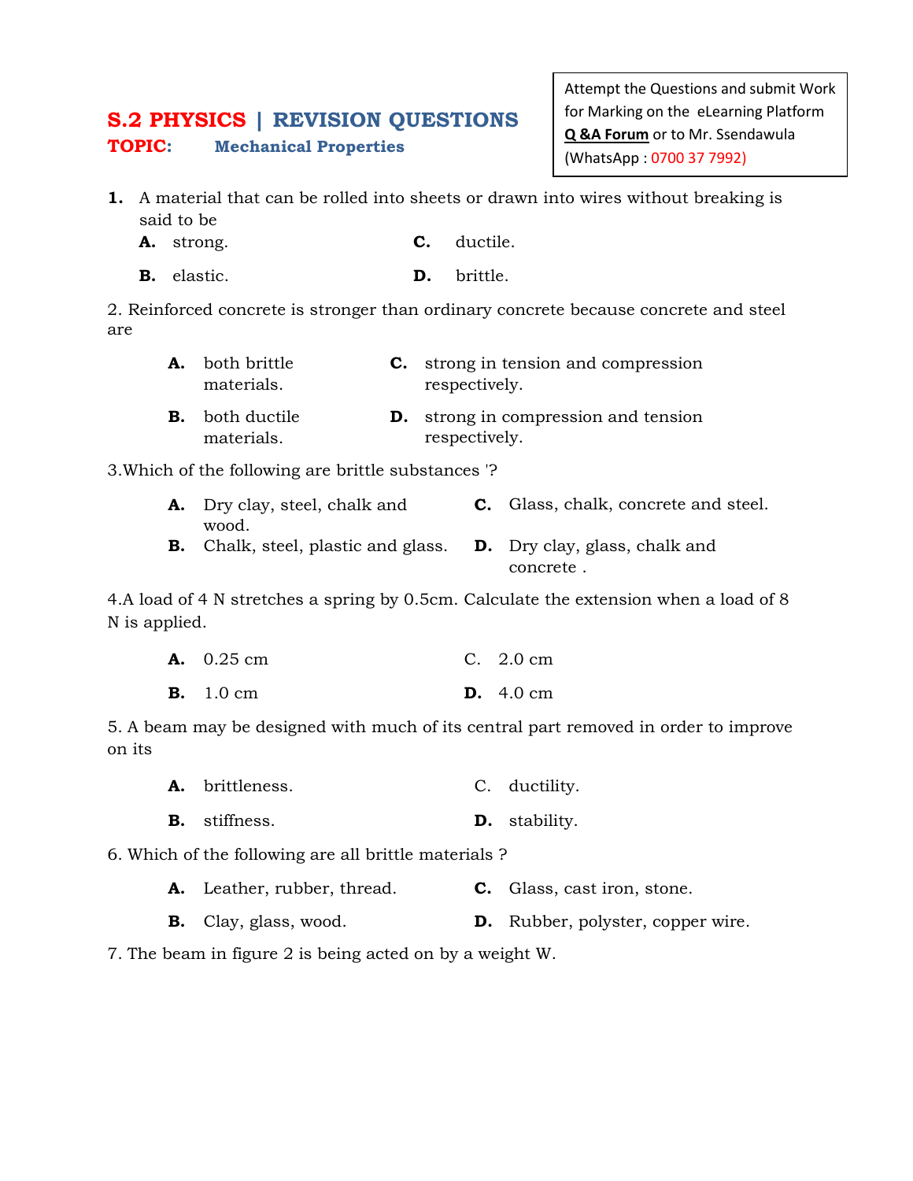# S.2 PHYSICS | REVISION QUESTIONS

**TOPIC:** **Mechanical Properties**

> Attempt the Questions and submit Work for Marking on the eLearning Platform **Q &A Forum** or to Mr. Ssendawula (WhatsApp : 0700 37 7992)

1. A material that can be rolled into sheets or drawn into wires without breaking is said to be
   - **A.** strong.
   - **B.** elastic.
   - **C.** ductile.
   - **D.** brittle.

2. Reinforced concrete is stronger than ordinary concrete because concrete and steel are
   - **A.** both brittle materials.
   - **B.** both ductile materials.
   - **C.** strong in tension and compression respectively.
   - **D.** strong in compression and tension respectively.

3. Which of the following are brittle substances '?
   - **A.** Dry clay, steel, chalk and wood.
   - **B.** Chalk, steel, plastic and glass.
   - **C.** Glass, chalk, concrete and steel.
   - **D.** Dry clay, glass, chalk and concrete .

4. A load of 4 N stretches a spring by 0.5cm. Calculate the extension when a load of 8 N is applied.
   - **A.** 0.25 cm
   - **B.** 1.0 cm
   - C. 2.0 cm
   - **D.** 4.0 cm

5. A beam may be designed with much of its central part removed in order to improve on its
   - **A.** brittleness.
   - **B.** stiffness.
   - C. ductility.
   - **D.** stability.

6. Which of the following are all brittle materials ?
   - **A.** Leather, rubber, thread.
   - **B.** Clay, glass, wood.
   - **C.** Glass, cast iron, stone.
   - **D.** Rubber, polyster, copper wire.

7. The beam in figure 2 is being acted on by a weight W.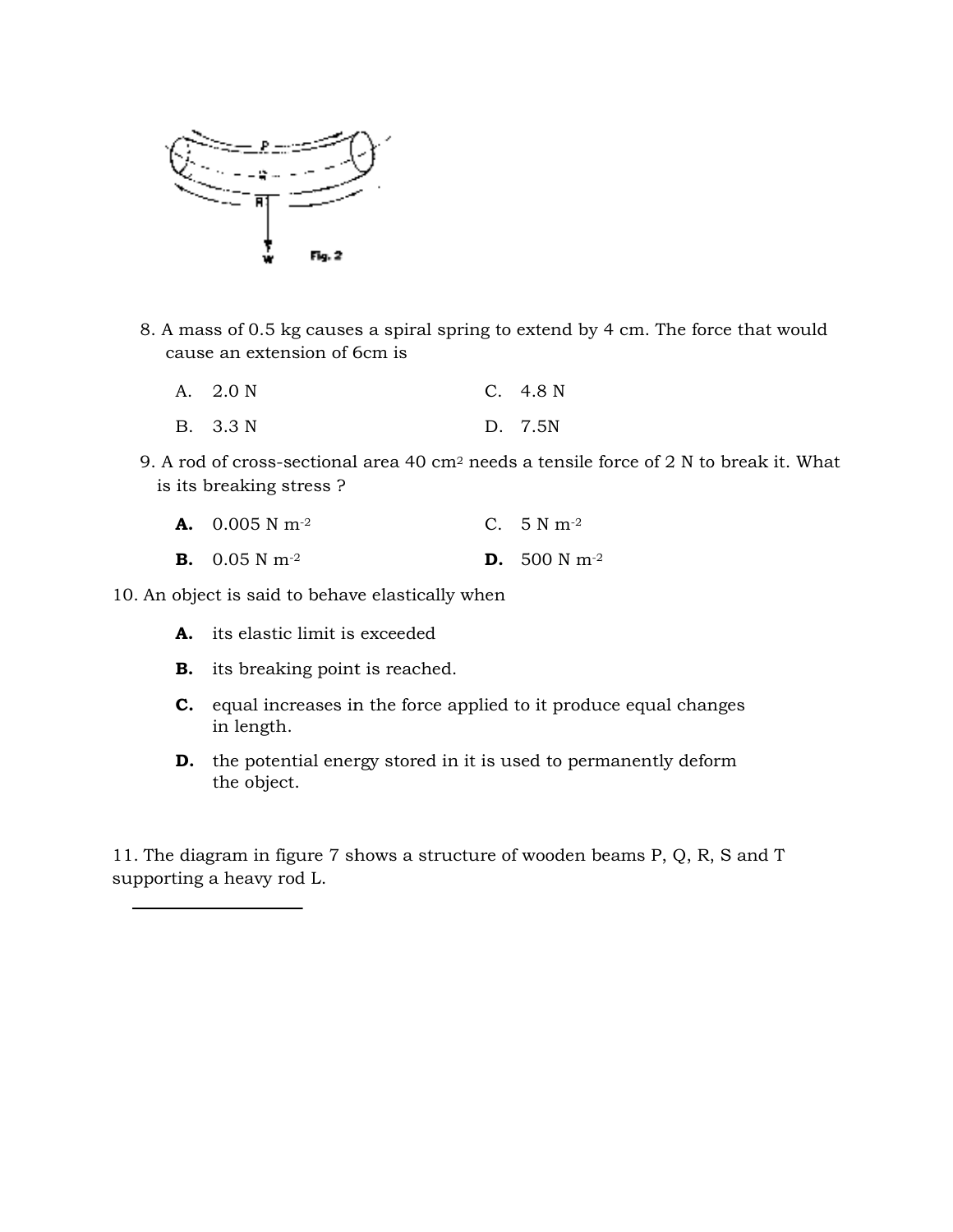Fig. 2

8. A mass of 0.5 kg causes a spiral spring to extend by 4 cm. The force that would cause an extension of 6cm is

   A. 2.0 N
   B. 3.3 N
   C. 4.8 N
   D. 7.5N

9. A rod of cross-sectional area 40 $cm^2$ needs a tensile force of 2 N to break it. What is its breaking stress ?

   **A.** 0.005 N $m^{-2}$
   **B.** 0.05 N $m^{-2}$
   C. 5 N $m^{-2}$
   **D.** 500 N $m^{-2}$

10. An object is said to behave elastically when

   **A.** its elastic limit is exceeded
   **B.** its breaking point is reached.
   **C.** equal increases in the force applied to it produce equal changes in length.
   **D.** the potential energy stored in it is used to permanently deform the object.

11. The diagram in figure 7 shows a structure of wooden beams P, Q, R, S and T supporting a heavy rod L.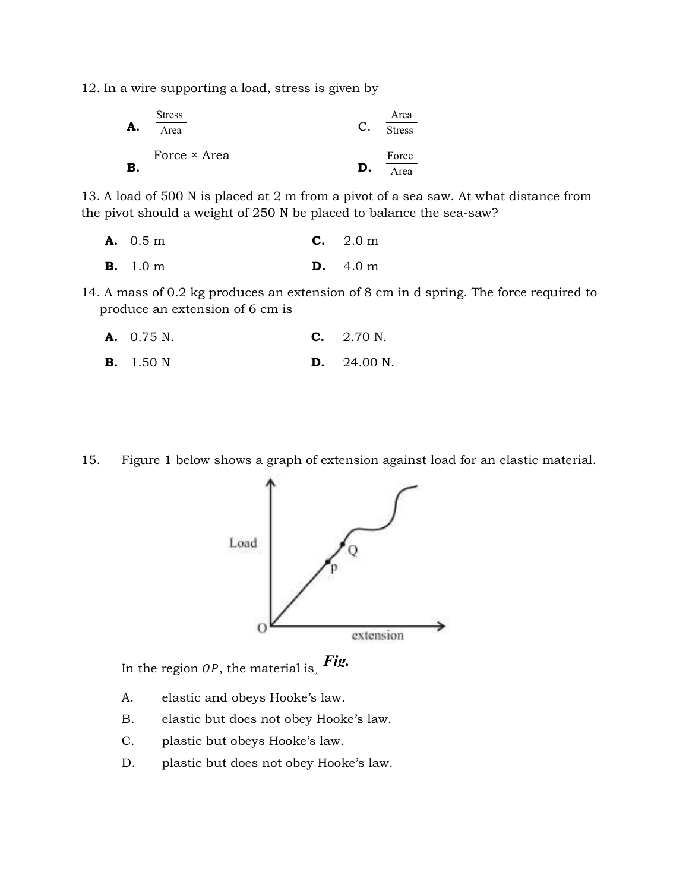12. In a wire supporting a load, stress is given by

**A.** $\frac{\text{Stress}}{\text{Area}}$ C. $\frac{\text{Area}}{\text{Stress}}$

**B.** Force × Area **D.** $\frac{\text{Force}}{\text{Area}}$

13. A load of 500 N is placed at 2 m from a pivot of a sea saw. At what distance from the pivot should a weight of 250 N be placed to balance the sea-saw?

**A.** 0.5 m **C.** 2.0 m

**B.** 1.0 m **D.** 4.0 m

14. A mass of 0.2 kg produces an extension of 8 cm in d spring. The force required to produce an extension of 6 cm is

**A.** 0.75 N. **C.** 2.70 N.

**B.** 1.50 N **D.** 24.00 N.

15. Figure 1 below shows a graph of extension against load for an elastic material.

Load

extension

O P Q

*Fig.*

In the region $OP$, the material is,

A. elastic and obeys Hooke's law.

B. elastic but does not obey Hooke's law.

C. plastic but obeys Hooke's law.

D. plastic but does not obey Hooke's law.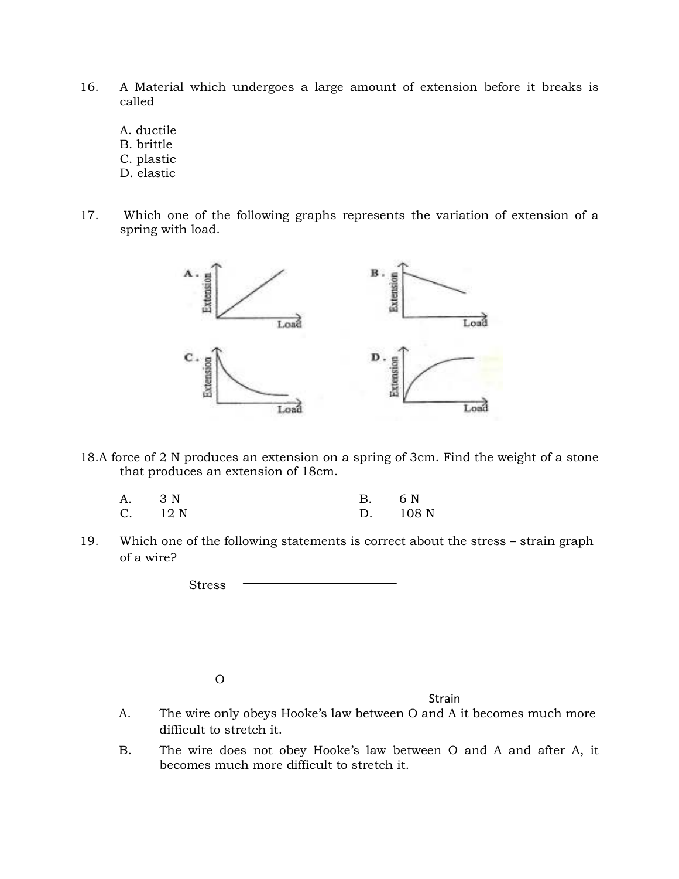16. A Material which undergoes a large amount of extension before it breaks is called

A. ductile
B. brittle
C. plastic
D. elastic

17. Which one of the following graphs represents the variation of extension of a spring with load.

A. Extension / Load

B. Extension / Load

C. Extension / Load

D. Extension / Load

18. A force of 2 N produces an extension on a spring of 3cm. Find the weight of a stone that produces an extension of 18cm.

| | | | |
|---|---|---|---|
| A. | 3 N | B. | 6 N |
| C. | 12 N | D. | 108 N |

19. Which one of the following statements is correct about the stress – strain graph of a wire?

Stress

O

Strain

A. The wire only obeys Hooke's law between O and A it becomes much more difficult to stretch it.

B. The wire does not obey Hooke's law between O and A and after A, it becomes much more difficult to stretch it.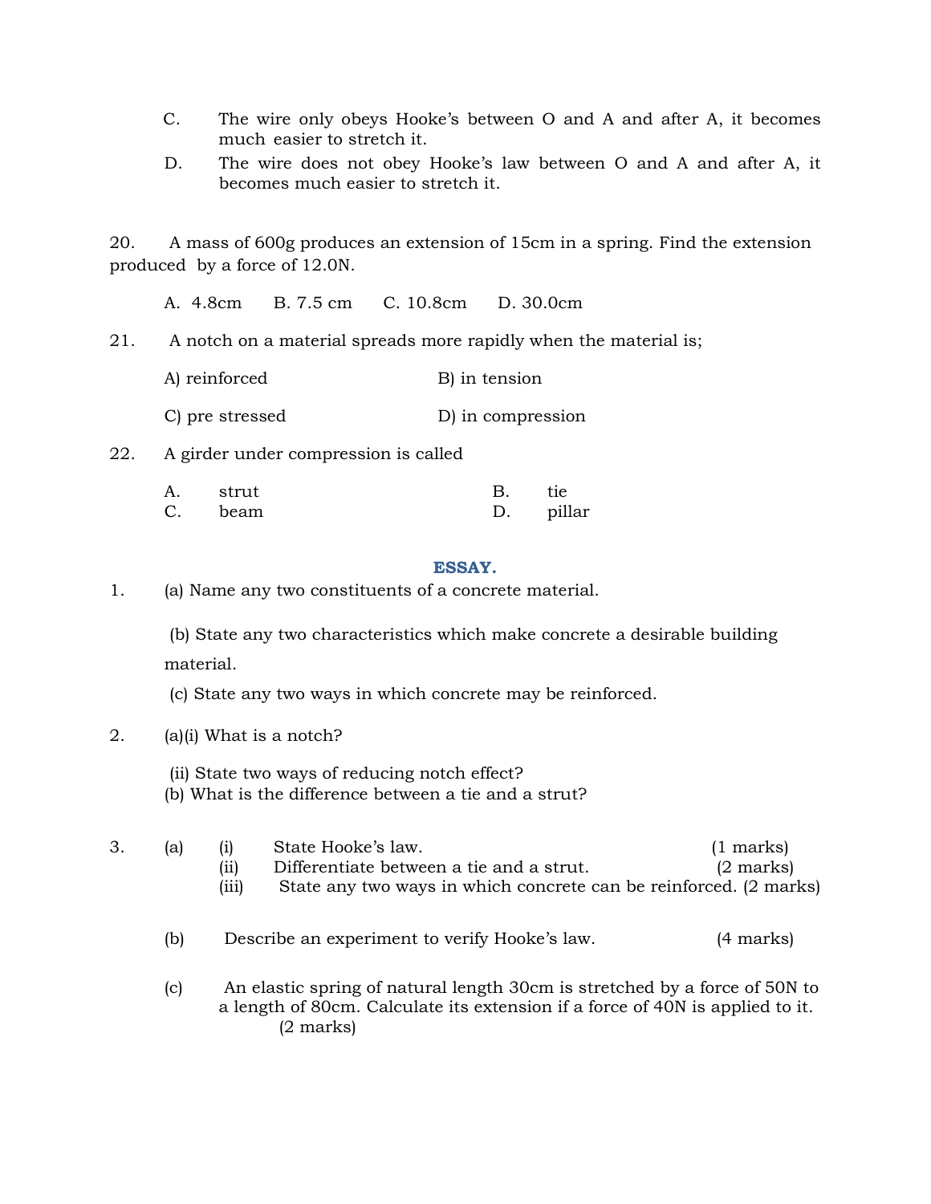C. The wire only obeys Hooke's between O and A and after A, it becomes much easier to stretch it.

D. The wire does not obey Hooke's law between O and A and after A, it becomes much easier to stretch it.

20. A mass of 600g produces an extension of 15cm in a spring. Find the extension produced by a force of 12.0N.

A. 4.8cm B. 7.5 cm C. 10.8cm D. 30.0cm

21. A notch on a material spreads more rapidly when the material is;

A) reinforced B) in tension

C) pre stressed D) in compression

22. A girder under compression is called

A. strut B. tie
C. beam D. pillar

## ESSAY.

1. (a) Name any two constituents of a concrete material.

(b) State any two characteristics which make concrete a desirable building material.

(c) State any two ways in which concrete may be reinforced.

2. (a)(i) What is a notch?

(ii) State two ways of reducing notch effect?

(b) What is the difference between a tie and a strut?

3. (a) (i) State Hooke's law. (1 marks)

(ii) Differentiate between a tie and a strut. (2 marks)

(iii) State any two ways in which concrete can be reinforced. (2 marks)

(b) Describe an experiment to verify Hooke's law. (4 marks)

(c) An elastic spring of natural length 30cm is stretched by a force of 50N to a length of 80cm. Calculate its extension if a force of 40N is applied to it. (2 marks)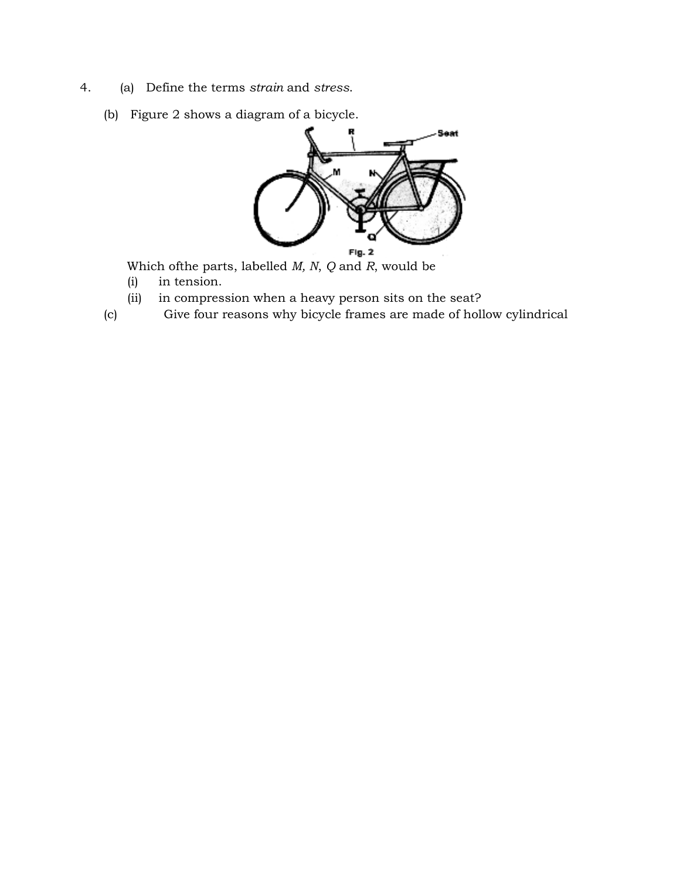4. (a) Define the terms *strain* and *stress*.

(b) Figure 2 shows a diagram of a bicycle.

R

Seat

M

N

Q

Fig. 2

Which ofthe parts, labelled *M*, *N*, *Q* and *R*, would be

(i) in tension.

(ii) in compression when a heavy person sits on the seat?

(c) Give four reasons why bicycle frames are made of hollow cylindrical